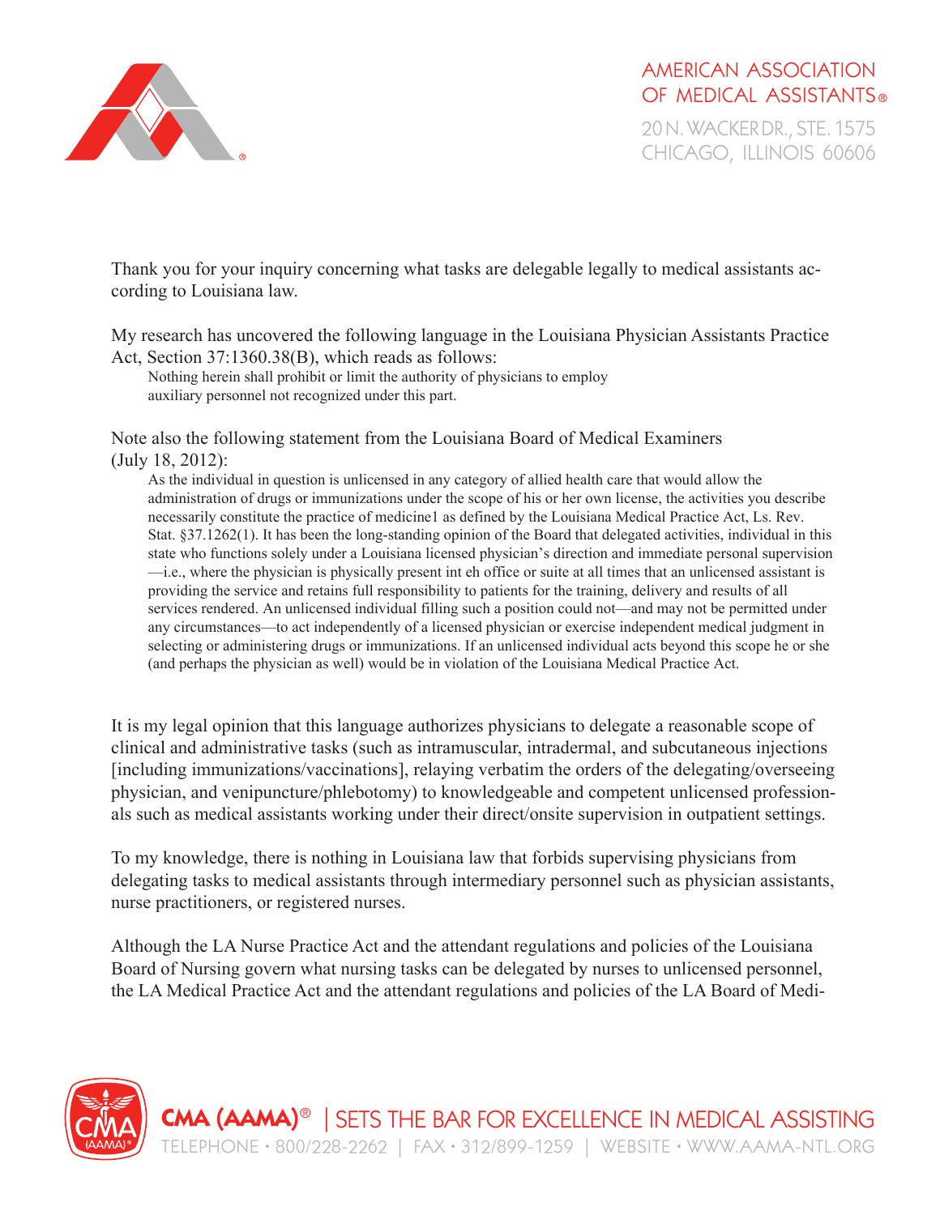AMERICAN ASSOCIATION OF MEDICAL ASSISTANTS®

20 N. WACKER DR., STE. 1575
CHICAGO, ILLINOIS 60606

Thank you for your inquiry concerning what tasks are delegable legally to medical assistants according to Louisiana law.

My research has uncovered the following language in the Louisiana Physician Assistants Practice Act, Section 37:1360.38(B), which reads as follows:

> Nothing herein shall prohibit or limit the authority of physicians to employ auxiliary personnel not recognized under this part.

Note also the following statement from the Louisiana Board of Medical Examiners (July 18, 2012):

> As the individual in question is unlicensed in any category of allied health care that would allow the administration of drugs or immunizations under the scope of his or her own license, the activities you describe necessarily constitute the practice of medicine1 as defined by the Louisiana Medical Practice Act, Ls. Rev. Stat. §37.1262(1). It has been the long-standing opinion of the Board that delegated activities, individual in this state who functions solely under a Louisiana licensed physician's direction and immediate personal supervision —i.e., where the physician is physically present int eh office or suite at all times that an unlicensed assistant is providing the service and retains full responsibility to patients for the training, delivery and results of all services rendered. An unlicensed individual filling such a position could not—and may not be permitted under any circumstances—to act independently of a licensed physician or exercise independent medical judgment in selecting or administering drugs or immunizations. If an unlicensed individual acts beyond this scope he or she (and perhaps the physician as well) would be in violation of the Louisiana Medical Practice Act.

It is my legal opinion that this language authorizes physicians to delegate a reasonable scope of clinical and administrative tasks (such as intramuscular, intradermal, and subcutaneous injections [including immunizations/vaccinations], relaying verbatim the orders of the delegating/overseeing physician, and venipuncture/phlebotomy) to knowledgeable and competent unlicensed professionals such as medical assistants working under their direct/onsite supervision in outpatient settings.

To my knowledge, there is nothing in Louisiana law that forbids supervising physicians from delegating tasks to medical assistants through intermediary personnel such as physician assistants, nurse practitioners, or registered nurses.

Although the LA Nurse Practice Act and the attendant regulations and policies of the Louisiana Board of Nursing govern what nursing tasks can be delegated by nurses to unlicensed personnel, the LA Medical Practice Act and the attendant regulations and policies of the LA Board of Medi-

CMA (AAMA)® | SETS THE BAR FOR EXCELLENCE IN MEDICAL ASSISTING
TELEPHONE • 800/228-2262 | FAX • 312/899-1259 | WEBSITE • WWW.AAMA-NTL.ORG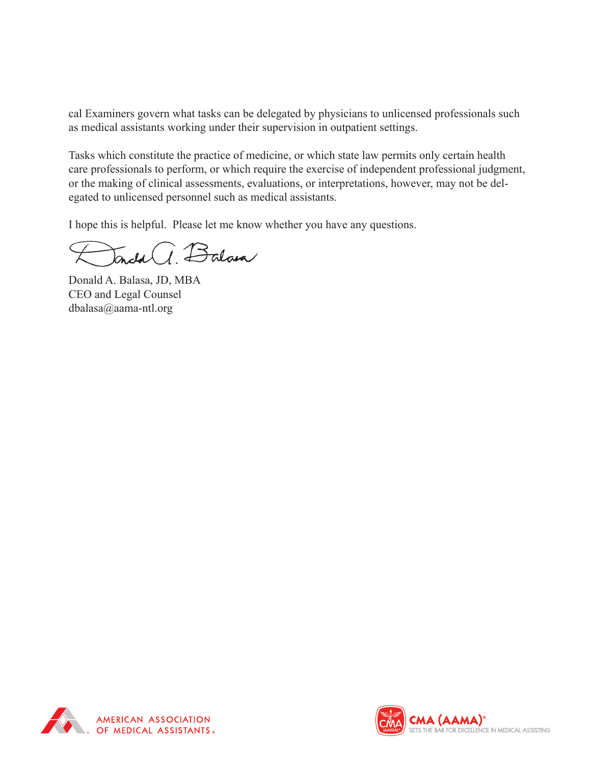cal Examiners govern what tasks can be delegated by physicians to unlicensed professionals such as medical assistants working under their supervision in outpatient settings.

Tasks which constitute the practice of medicine, or which state law permits only certain health care professionals to perform, or which require the exercise of independent professional judgment, or the making of clinical assessments, evaluations, or interpretations, however, may not be delegated to unlicensed personnel such as medical assistants.

I hope this is helpful. Please let me know whether you have any questions.

Donald A. Balasa, JD, MBA
CEO and Legal Counsel
dbalasa@aama-ntl.org

AMERICAN ASSOCIATION OF MEDICAL ASSISTANTS®

CMA (AAMA)® SETS THE BAR FOR EXCELLENCE IN MEDICAL ASSISTING